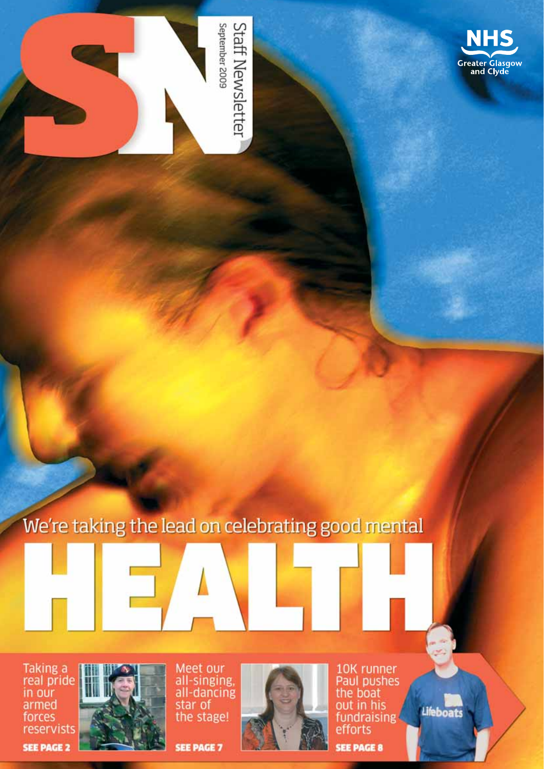# SN

Staff Newsletter
September 2009

NHS Greater Glasgow and Clyde

## We're taking the lead on celebrating good mental HEALTH

Taking a real pride in our armed forces reservists

**SEE PAGE 2**

Meet our all-singing, all-dancing star of the stage!

**SEE PAGE 7**

10K runner Paul pushes the boat out in his fundraising efforts

**SEE PAGE 8**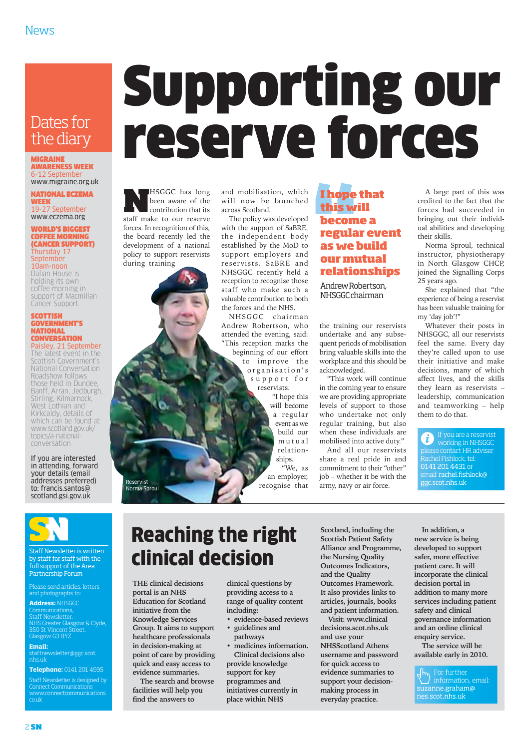News

# Supporting our reserve forces

NHSGGC has long been aware of the contribution that its staff make to our reserve forces. In recognition of this, the board recently led the development of a national policy to support reservists during training and mobilisation, which will now be launched across Scotland.

The policy was developed with the support of SaBRE, the independent body established by the MoD to support employers and reservists. SaBRE and NHSGGC recently held a reception to recognise those staff who make such a valuable contribution to both the forces and the NHS.

NHSGGC chairman Andrew Robertson, who attended the evening, said: "This reception marks the beginning of our effort to improve the organisation's support for reservists.

"I hope this will become a regular event as we build our mutual relationships.

"We, as an employer, recognise that the training our reservists undertake and any subsequent periods of mobilisation bring valuable skills into the workplace and this should be acknowledged.

"This work will continue in the coming year to ensure we are providing appropriate levels of support to those who undertake not only regular training, but also when these individuals are mobilised into active duty."

And all our reservists share a real pride in and commitment to their "other" job – whether it be with the army, navy or air force.

> **I hope that this will become a regular event as we build our mutual relationships**
>
> Andrew Robertson, NHSGGC chairman

A large part of this was credited to the fact that the forces had succeeded in bringing out their individual abilities and developing their skills.

Norma Sproul, technical instructor, physiotherapy in North Glasgow CHCP, joined the Signalling Corps 25 years ago.

She explained that "the experience of being a reservist has been valuable training for my 'day job'!"

Whatever their posts in NHSGGC, all our reservists feel the same. Every day they're called upon to use their initiative and make decisions, many of which affect lives, and the skills they learn as reservists – leadership, communication and teamworking – help them to do that.

Reservist Norma Sproul

If you are a reservist working in NHSGGC please contact HR adviser Rachel Fishlock, tel: 0141 201 4431 or email: rachel.fishlock@ggc.scot.nhs.uk

## Dates for the diary

**MIGRAINE AWARENESS WEEK**
6-12 September
www.migraine.org.uk

**NATIONAL ECZEMA WEEK**
19-27 September
www.eczema.org

**WORLD'S BIGGEST COFFEE MORNING (CANCER SUPPORT)**
Thursday 17 September
10am-noon
Dalian House is holding its own coffee morning in support of Macmillan Cancer Support.

**SCOTTISH GOVERNMENT'S NATIONAL CONVERSATION**
Paisley, 21 September
The latest event in the Scottish Government's National Conversation Roadshow follows those held in Dundee, Banff, Arran, Jedburgh, Stirling, Kilmarnock, West Lothian and Kirkcaldy, details of which can be found at: www.scotland.gov.uk/topics/a-national-conversation

If you are interested in attending, forward your details (email addresses preferred) to: francis.santos@scotland.gsi.gov.uk

# Reaching the right clinical decision

THE clinical decisions portal is an NHS Education for Scotland initiative from the Knowledge Services Group. It aims to support healthcare professionals in decision-making at point of care by providing quick and easy access to evidence summaries.

The search and browse facilities will help you find the answers to clinical questions by providing access to a range of quality content including:

- evidence-based reviews
- guidelines and pathways
- medicines information.

Clinical decisions also provide knowledge support for key programmes and initiatives currently in place within NHS Scotland, including the Scottish Patient Safety Alliance and Programme, the Nursing Quality Outcomes Indicators, and the Quality Outcomes Framework. It also provides links to articles, journals, books and patient information.

Visit: www.clinicaldecisions.scot.nhs.uk and use your NHSScotland Athens username and password for quick access to evidence summaries to support your decision-making process in everyday practice.

In addition, a new service is being developed to support safer, more effective patient care. It will incorporate the clinical decision portal in addition to many more services including patient safety and clinical governance information and an online clinical enquiry service.

The service will be available early in 2010.

For further information, email: suzanne.graham@nes.scot.nhs.uk

**SN**

Staff Newsletter is written by staff for staff with the full support of the Area Partnership Forum

Please send articles, letters and photographs to:

**Address:** NHSGGC Communications, Staff Newsletter, NHS Greater Glasgow & Clyde, 350 St Vincent Street, Glasgow G3 8YZ

**Email:** staffnewsletter@ggc.scot.nhs.uk

**Telephone:** 0141 201 4995

Staff Newsletter is designed by Connect Communications www.connectcommunications.co.uk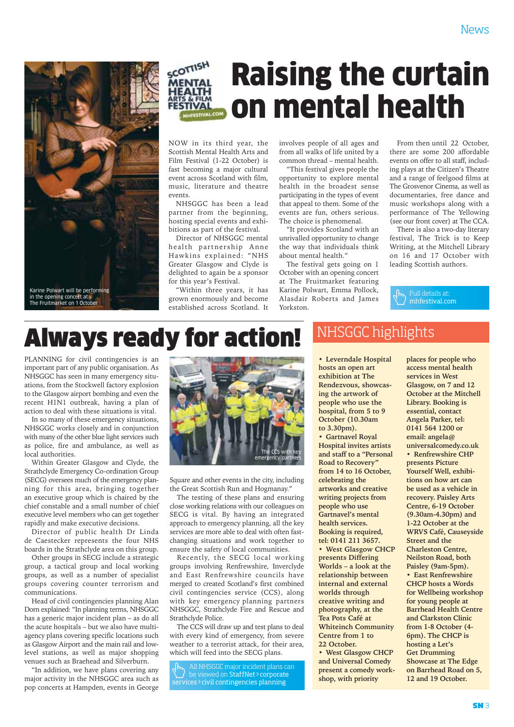# Raising the curtain on mental health

Karine Polwart will be performing in the opening concert at The Fruitmarket on 1 October

NOW in its third year, the Scottish Mental Health Arts and Film Festival (1-22 October) is fast becoming a major cultural event across Scotland with film, music, literature and theatre events.

NHSGGC has been a lead partner from the beginning, hosting special events and exhibitions as part of the festival.

Director of NHSGGC mental health partnership Anne Hawkins explained: "NHS Greater Glasgow and Clyde is delighted to again be a sponsor for this year's Festival.

"Within three years, it has grown enormously and become established across Scotland. It involves people of all ages and from all walks of life united by a common thread – mental health.

"This festival gives people the opportunity to explore mental health in the broadest sense participating in the types of event that appeal to them. Some of the events are fun, others serious. The choice is phenomenal.

"It provides Scotland with an unrivalled opportunity to change the way that individuals think about mental health."

The festival gets going on 1 October with an opening concert at The Fruitmarket featuring Karine Polwart, Emma Pollock, Alasdair Roberts and James Yorkston.

From then until 22 October, there are some 200 affordable events on offer to all staff, including plays at the Citizen's Theatre and a range of feelgood films at The Grosvenor Cinema, as well as documentaries, free dance and music workshops along with a performance of The Yellowing (see our front cover) at The CCA.

There is also a two-day literary festival, The Trick is to Keep Writing, at the Mitchell Library on 16 and 17 October with leading Scottish authors.

Full details at: mhfestival.com

# Always ready for action!

PLANNING for civil contingencies is an important part of any public organisation. As NHSGGC has seen in many emergency situations, from the Stockwell factory explosion to the Glasgow airport bombing and even the recent H1N1 outbreak, having a plan of action to deal with these situations is vital.

In so many of these emergency situations, NHSGGC works closely and in conjunction with many of the other blue light services such as police, fire and ambulance, as well as local authorities.

Within Greater Glasgow and Clyde, the Strathclyde Emergency Co-ordination Group (SECG) oversees much of the emergency planning for this area, bringing together an executive group which is chaired by the chief constable and a small number of chief executive level members who can get together rapidly and make executive decisions.

Director of public health Dr Linda de Caestecker represents the four NHS boards in the Strathclyde area on this group.

Other groups in SECG include a strategic group, a tactical group and local working groups, as well as a number of specialist groups covering counter terrorism and communications.

Head of civil contingencies planning Alan Dorn explained: "In planning terms, NHSGGC has a generic major incident plan – as do all the acute hospitals – but we also have multi-agency plans covering specific locations such as Glasgow Airport and the main rail and low-level stations, as well as major shopping venues such as Braehead and Silverburn.

"In addition, we have plans covering any major activity in the NHSGGC area such as pop concerts at Hampden, events in George Square and other events in the city, including the Great Scottish Run and Hogmanay."

The CCS with key emergency partners

The testing of these plans and ensuring close working relations with our colleagues on SECG is vital. By having an integrated approach to emergency planning, all the key services are more able to deal with often fast-changing situations and work together to ensure the safety of local communities.

Recently, the SECG local working groups involving Renfrewshire, Inverclyde and East Renfrewshire councils have merged to created Scotland's first combined civil contingencies service (CCS), along with key emergency planning partners NHSGGC, Strathclyde Fire and Rescue and Strathclyde Police.

The CCS will draw up and test plans to deal with every kind of emergency, from severe weather to a terrorist attack, for their area, which will feed into the SECG plans.

All NHSGGC major incident plans can be viewed on StaffNet > corporate services > civil contingencies planning

## NHSGGC highlights

- **Leverndale Hospital hosts an open art exhibition at The Rendezvous, showcasing the artwork of people who use the hospital, from 5 to 9 October (10.30am to 3.30pm).**
- **Gartnavel Royal Hospital invites artists and staff to a "Personal Road to Recovery" from 14 to 16 October, celebrating the artworks and creative writing projects from people who use Gartnavel's mental health services. Booking is required, tel: 0141 211 3657.**
- **West Glasgow CHCP presents Differing Worlds – a look at the relationship between internal and external worlds through creative writing and photography, at the Tea Pots Café at Whiteinch Community Centre from 1 to 22 October.**
- **West Glasgow CHCP and Universal Comedy present a comedy workshop, with priority places for people who access mental health services in West Glasgow, on 7 and 12 October at the Mitchell Library. Booking is essential, contact Angela Parker, tel: 0141 564 1200 or email: angela@universalcomedy.co.uk**
- **Renfrewshire CHP presents Picture Yourself Well, exhibitions on how art can be used as a vehicle in recovery. Paisley Arts Centre, 6-19 October (9.30am-4.30pm) and 1-22 October at the WRVS Café, Causeyside Street and the Charleston Centre, Neilston Road, both Paisley (9am-5pm).**
- **East Renfrewshire CHCP hosts a Words for Wellbeing workshop for young people at Barrhead Health Centre and Clarkston Clinic from 1-8 October (4-6pm). The CHCP is hosting a Let's Get Drumming Showcase at The Edge on Barrhead Road on 5, 12 and 19 October.**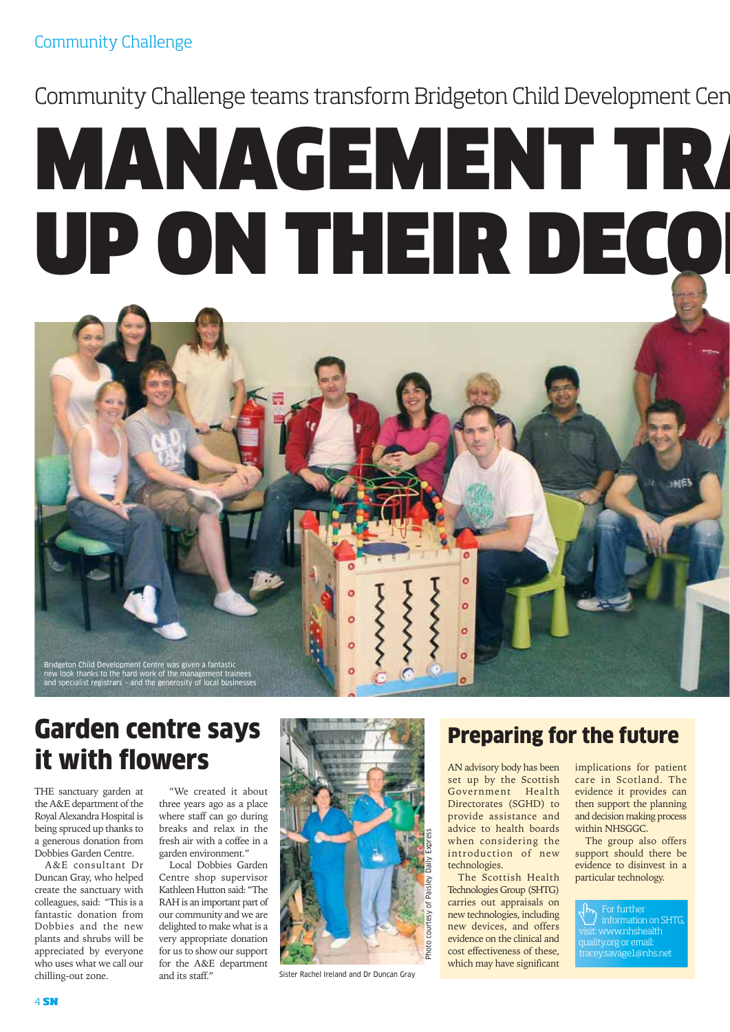Community Challenge

Community Challenge teams transform Bridgeton Child Development Cen

# MANAGEMENT TR
# UP ON THEIR DECO

Bridgeton Child Development Centre was given a fantastic new look thanks to the hard work of the management trainees and specialist registrars – and the generosity of local businesses

## Garden centre says it with flowers

THE sanctuary garden at the A&E department of the Royal Alexandra Hospital is being spruced up thanks to a generous donation from Dobbies Garden Centre.

A&E consultant Dr Duncan Gray, who helped create the sanctuary with colleagues, said: "This is a fantastic donation from Dobbies and the new plants and shrubs will be appreciated by everyone who uses what we call our chilling-out zone.

"We created it about three years ago as a place where staff can go during breaks and relax in the fresh air with a coffee in a garden environment."

Local Dobbies Garden Centre shop supervisor Kathleen Hutton said: "The RAH is an important part of our community and we are delighted to make what is a very appropriate donation for us to show our support for the A&E department and its staff."

Photo courtesy of Paisley Daily Express

Sister Rachel Ireland and Dr Duncan Gray

## Preparing for the future

AN advisory body has been set up by the Scottish Government Health Directorates (SGHD) to provide assistance and advice to health boards when considering the introduction of new technologies.

The Scottish Health Technologies Group (SHTG) carries out appraisals on new technologies, including new devices, and offers evidence on the clinical and cost effectiveness of these, which may have significant implications for patient care in Scotland. The evidence it provides can then support the planning and decision making process within NHSGGC.

The group also offers support should there be evidence to disinvest in a particular technology.

For further information on SHTG, visit: www.nhshealthquality.org or email: tracey.savage1@nhs.net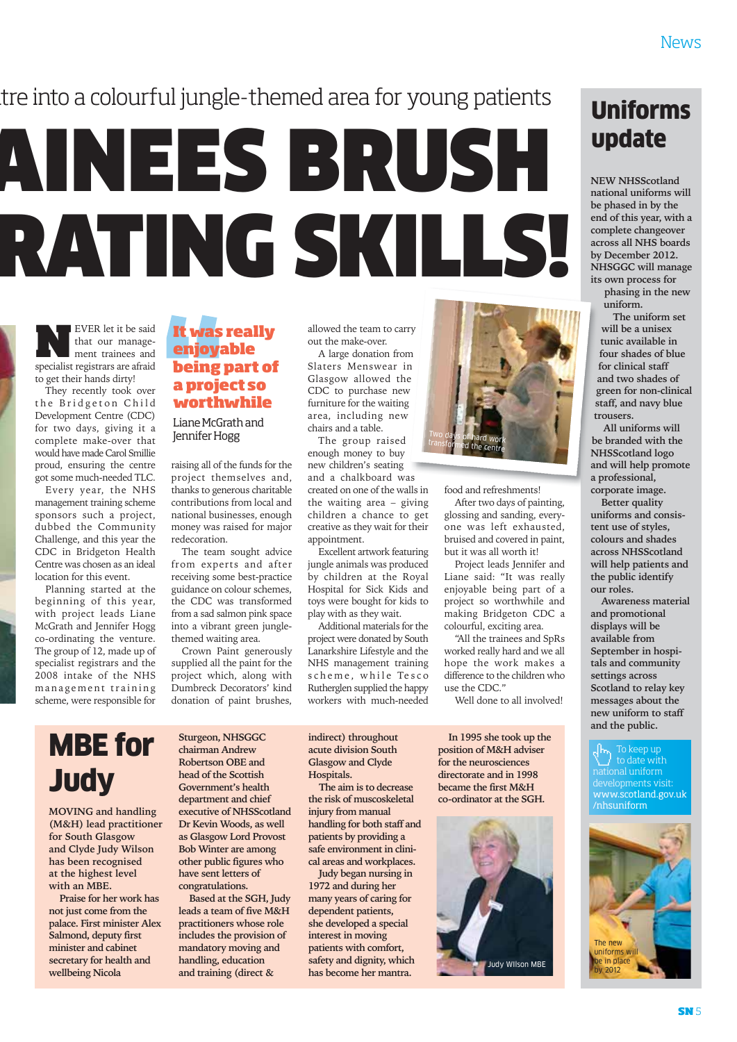tre into a colourful jungle-themed area for young patients

# AINEES BRUSH RATING SKILLS!

NEVER let it be said that our management trainees and specialist registrars are afraid to get their hands dirty!

They recently took over the Bridgeton Child Development Centre (CDC) for two days, giving it a complete make-over that would have made Carol Smillie proud, ensuring the centre got some much-needed TLC.

Every year, the NHS management training scheme sponsors such a project, dubbed the Community Challenge, and this year the CDC in Bridgeton Health Centre was chosen as an ideal location for this event.

Planning started at the beginning of this year, with project leads Liane McGrath and Jennifer Hogg co-ordinating the venture. The group of 12, made up of specialist registrars and the 2008 intake of the NHS management training scheme, were responsible for raising all of the funds for the project themselves and, thanks to generous charitable contributions from local and national businesses, enough money was raised for major redecoration.

> **It was really enjoyable being part of a project so worthwhile**
>
> Liane McGrath and Jennifer Hogg

The team sought advice from experts and after receiving some best-practice guidance on colour schemes, the CDC was transformed from a sad salmon pink space into a vibrant green jungle-themed waiting area.

Crown Paint generously supplied all the paint for the project which, along with Dumbreck Decorators' kind donation of paint brushes, allowed the team to carry out the make-over.

A large donation from Slaters Menswear in Glasgow allowed the CDC to purchase new furniture for the waiting area, including new chairs and a table.

The group raised enough money to buy new children's seating and a chalkboard was created on one of the walls in the waiting area – giving children a chance to get creative as they wait for their appointment.

Excellent artwork featuring jungle animals was produced by children at the Royal Hospital for Sick Kids and toys were bought for kids to play with as they wait.

Additional materials for the project were donated by South Lanarkshire Lifestyle and the NHS management training scheme, while Tesco Rutherglen supplied the happy workers with much-needed food and refreshments!

Two days of hard work transformed the centre

After two days of painting, glossing and sanding, everyone was left exhausted, bruised and covered in paint, but it was all worth it!

Project leads Jennifer and Liane said: "It was really enjoyable being part of a project so worthwhile and making Bridgeton CDC a colourful, exciting area.

"All the trainees and SpRs worked really hard and we all hope the work makes a difference to the children who use the CDC."

Well done to all involved!

# MBE for Judy

MOVING and handling (M&H) lead practitioner for South Glasgow and Clyde Judy Wilson has been recognised at the highest level with an MBE.

Praise for her work has not just come from the palace. First minister Alex Salmond, deputy first minister and cabinet secretary for health and wellbeing Nicola Sturgeon, NHSGGC chairman Andrew Robertson OBE and head of the Scottish Government's health department and chief executive of NHSScotland Dr Kevin Woods, as well as Glasgow Lord Provost Bob Winter are among other public figures who have sent letters of congratulations.

Based at the SGH, Judy leads a team of five M&H practitioners whose role includes the provision of mandatory moving and handling, education and training (direct & indirect) throughout acute division South Glasgow and Clyde Hospitals.

The aim is to decrease the risk of musculoskeletal injury from manual handling for both staff and patients by providing a safe environment in clinical areas and workplaces.

Judy began nursing in 1972 and during her many years of caring for dependent patients, she developed a special interest in moving patients with comfort, safety and dignity, which has become her mantra.

In 1995 she took up the position of M&H adviser for the neurosciences directorate and in 1998 became the first M&H co-ordinator at the SGH.

Judy Wilson MBE

# Uniforms update

NEW NHSScotland national uniforms will be phased in by the end of this year, with a complete changeover across all NHS boards by December 2012. NHSGGC will manage its own process for phasing in the new uniform.

The uniform set will be a unisex tunic available in four shades of blue for clinical staff and two shades of green for non-clinical staff, and navy blue trousers.

All uniforms will be branded with the NHSScotland logo and will help promote a professional, corporate image.

Better quality uniforms and consistent use of styles, colours and shades across NHSScotland will help patients and the public identify our roles.

Awareness material and promotional displays will be available from September in hospitals and community settings across Scotland to relay key messages about the new uniform to staff and the public.

To keep up to date with national uniform developments visit: www.scotland.gov.uk/nhsuniform

The new uniforms will be in place by 2012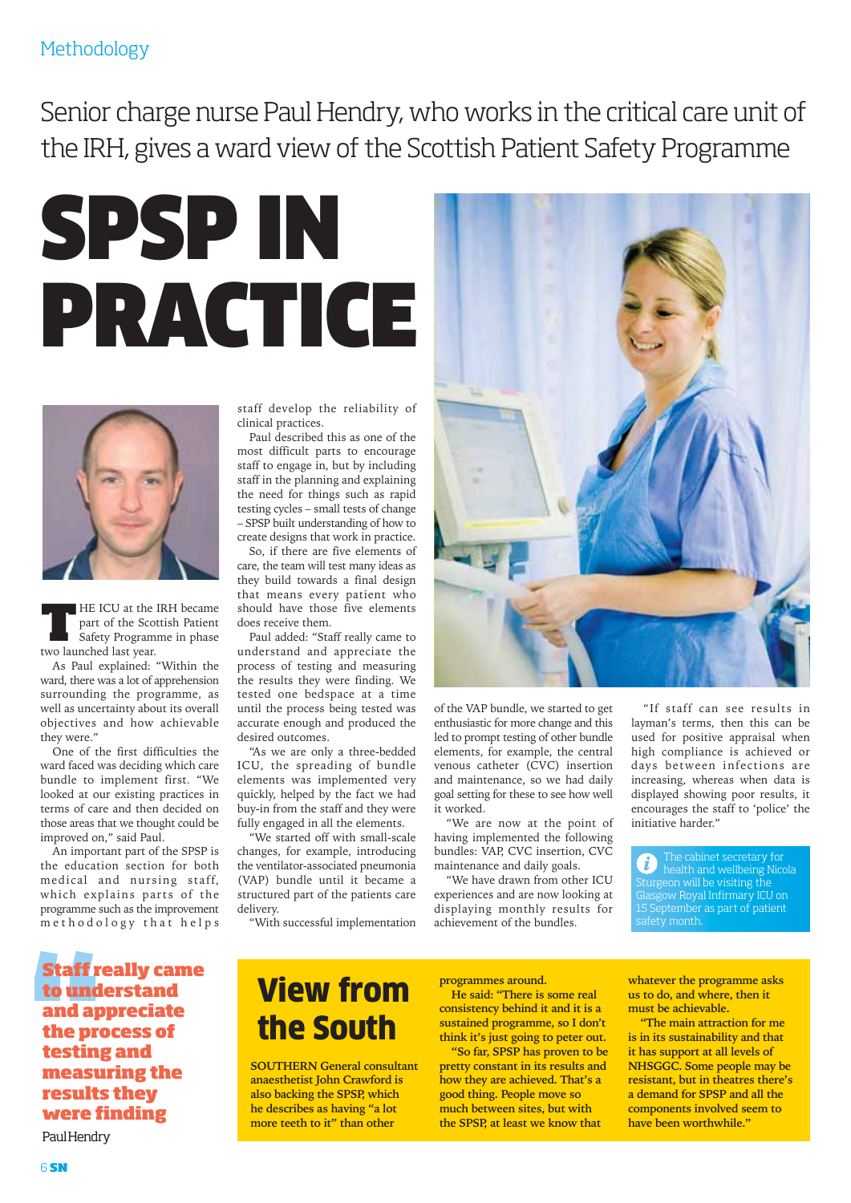Methodology

Senior charge nurse Paul Hendry, who works in the critical care unit of the IRH, gives a ward view of the Scottish Patient Safety Programme

# SPSP IN PRACTICE

THE ICU at the IRH became part of the Scottish Patient Safety Programme in phase two launched last year.

As Paul explained: "Within the ward, there was a lot of apprehension surrounding the programme, as well as uncertainty about its overall objectives and how achievable they were."

One of the first difficulties the ward faced was deciding which care bundle to implement first. "We looked at our existing practices in terms of care and then decided on those areas that we thought could be improved on," said Paul.

An important part of the SPSP is the education section for both medical and nursing staff, which explains parts of the programme such as the improvement methodology that helps staff develop the reliability of clinical practices.

Paul described this as one of the most difficult parts to encourage staff to engage in, but by including staff in the planning and explaining the need for things such as rapid testing cycles – small tests of change – SPSP built understanding of how to create designs that work in practice.

So, if there are five elements of care, the team will test many ideas as they build towards a final design that means every patient who should have those five elements does receive them.

Paul added: "Staff really came to understand and appreciate the process of testing and measuring the results they were finding. We tested one bedspace at a time until the process being tested was accurate enough and produced the desired outcomes.

"As we are only a three-bedded ICU, the spreading of bundle elements was implemented very quickly, helped by the fact we had buy-in from the staff and they were fully engaged in all the elements.

"We started off with small-scale changes, for example, introducing the ventilator-associated pneumonia (VAP) bundle until it became a structured part of the patients care delivery.

"With successful implementation of the VAP bundle, we started to get enthusiastic for more change and this led to prompt testing of other bundle elements, for example, the central venous catheter (CVC) insertion and maintenance, so we had daily goal setting for these to see how well it worked.

"We are now at the point of having implemented the following bundles: VAP, CVC insertion, CVC maintenance and daily goals.

"We have drawn from other ICU experiences and are now looking at displaying monthly results for achievement of the bundles.

"If staff can see results in layman's terms, then this can be used for positive appraisal when high compliance is achieved or days between infections are increasing, whereas when data is displayed showing poor results, it encourages the staff to 'police' the initiative harder."

> The cabinet secretary for health and wellbeing Nicola Sturgeon will be visiting the Glasgow Royal Infirmary ICU on 15 September as part of patient safety month.

> **"Staff really came to understand and appreciate the process of testing and measuring the results they were finding"**
> Paul Hendry

## View from the South

SOUTHERN General consultant anaesthetist John Crawford is also backing the SPSP, which he describes as having "a lot more teeth to it" than other programmes around.

He said: "There is some real consistency behind it and it is a sustained programme, so I don't think it's just going to peter out.

"So far, SPSP has proven to be pretty constant in its results and how they are achieved. That's a good thing. People move so much between sites, but with the SPSP, at least we know that whatever the programme asks us to do, and where, then it must be achievable.

"The main attraction for me is in its sustainability and that it has support at all levels of NHSGGC. Some people may be resistant, but in theatres there's a demand for SPSP and all the components involved seem to have been worthwhile."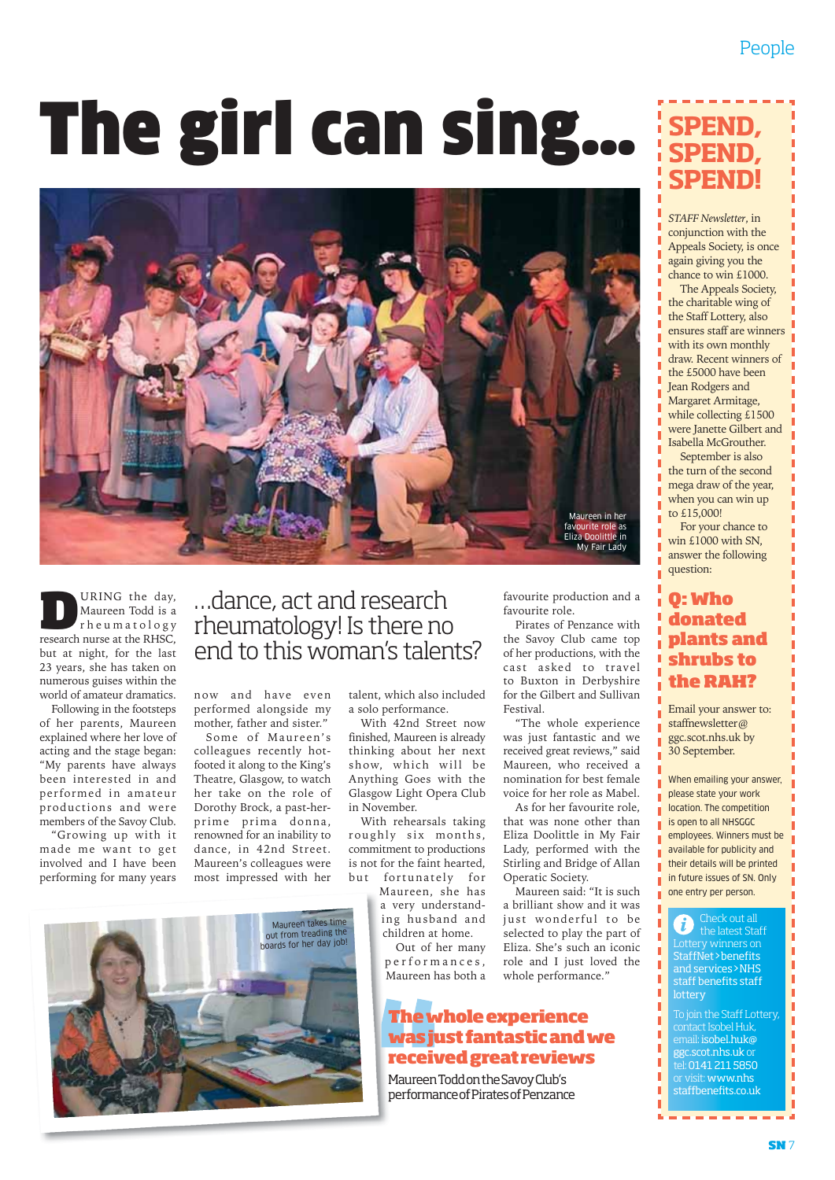# The girl can sing...

Maureen in her favourite role as Eliza Doolittle in My Fair Lady

## ...dance, act and research rheumatology! Is there no end to this woman's talents?

DURING the day, Maureen Todd is a rheumatology research nurse at the RHSC, but at night, for the last 23 years, she has taken on numerous guises within the world of amateur dramatics.

Following in the footsteps of her parents, Maureen explained where her love of acting and the stage began: "My parents have always been interested in and performed in amateur productions and were members of the Savoy Club.

"Growing up with it made me want to get involved and I have been performing for many years now and have even performed alongside my mother, father and sister."

Some of Maureen's colleagues recently hot-footed it along to the King's Theatre, Glasgow, to watch her take on the role of Dorothy Brock, a past-her-prime prima donna, renowned for an inability to dance, in 42nd Street. Maureen's colleagues were most impressed with her talent, which also included a solo performance.

With 42nd Street now finished, Maureen is already thinking about her next show, which will be Anything Goes with the Glasgow Light Opera Club in November.

With rehearsals taking roughly six months, commitment to productions is not for the faint hearted, but fortunately for Maureen, she has a very understanding husband and children at home.

Out of her many performances, Maureen has both a favourite production and a favourite role.

Pirates of Penzance with the Savoy Club came top of her productions, with the cast asked to travel to Buxton in Derbyshire for the Gilbert and Sullivan Festival.

"The whole experience was just fantastic and we received great reviews," said Maureen, who received a nomination for best female voice for her role as Mabel.

As for her favourite role, that was none other than Eliza Doolittle in My Fair Lady, performed with the Stirling and Bridge of Allan Operatic Society.

Maureen said: "It is such a brilliant show and it was just wonderful to be selected to play the part of Eliza. She's such an iconic role and I just loved the whole performance."

Maureen takes time out from treading the boards for her day job!

> **The whole experience was just fantastic and we received great reviews**
>
> Maureen Todd on the Savoy Club's performance of Pirates of Penzance

---

## SPEND, SPEND, SPEND!

*STAFF Newsletter*, in conjunction with the Appeals Society, is once again giving you the chance to win £1000.

The Appeals Society, the charitable wing of the Staff Lottery, also ensures staff are winners with its own monthly draw. Recent winners of the £5000 have been Jean Rodgers and Margaret Armitage, while collecting £1500 were Janette Gilbert and Isabella McGrouther.

September is also the turn of the second mega draw of the year, when you can win up to £15,000!

For your chance to win £1000 with SN, answer the following question:

### Q: Who donated plants and shrubs to the RAH?

Email your answer to: staffnewsletter@ggc.scot.nhs.uk by 30 September.

When emailing your answer, please state your work location. The competition is open to all NHSGGC employees. Winners must be available for publicity and their details will be printed in future issues of SN. Only one entry per person.

Check out all the latest Staff Lottery winners on StaffNet > benefits and services > NHS staff benefits staff lottery

To join the Staff Lottery, contact Isobel Huk, email: isobel.huk@ggc.scot.nhs.uk or tel: 0141 211 5850 or visit: www.nhsstaffbenefits.co.uk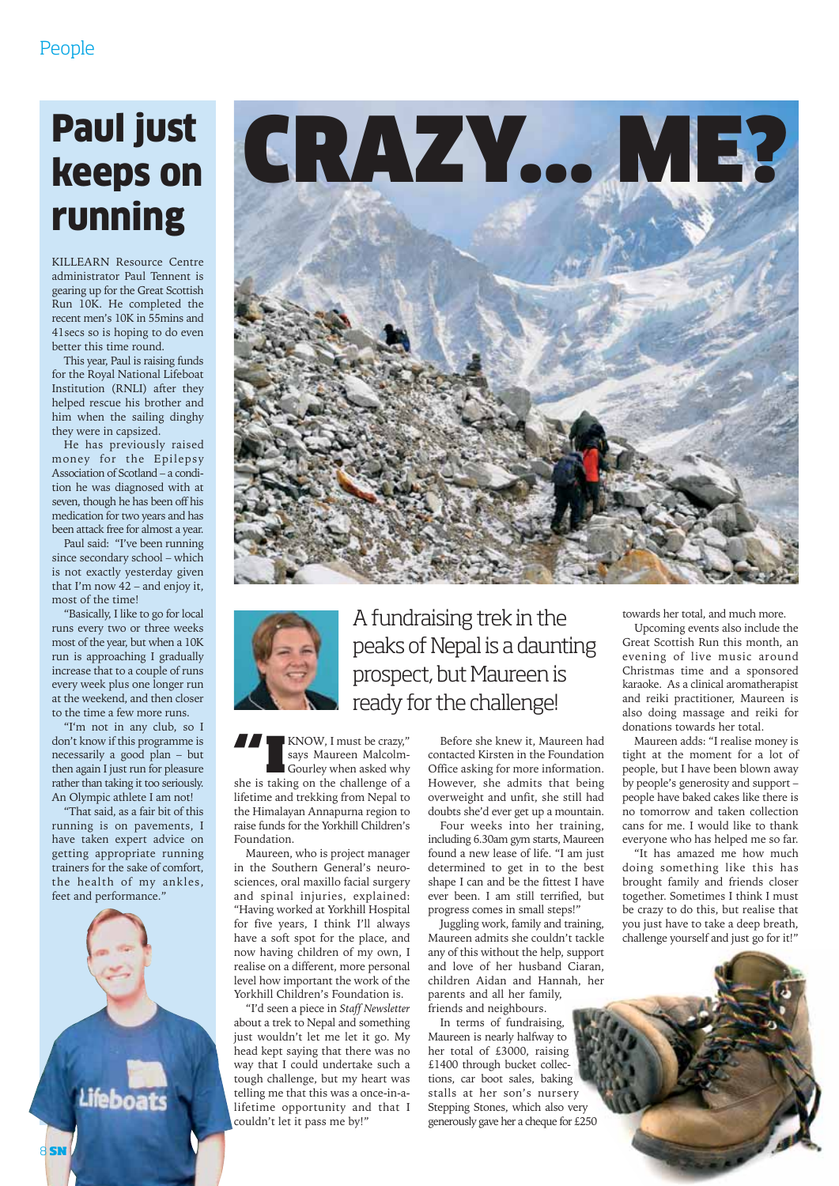# Paul just keeps on running

KILLEARN Resource Centre administrator Paul Tennent is gearing up for the Great Scottish Run 10K. He completed the recent men's 10K in 55mins and 41secs so is hoping to do even better this time round.

This year, Paul is raising funds for the Royal National Lifeboat Institution (RNLI) after they helped rescue his brother and him when the sailing dinghy they were in capsized.

He has previously raised money for the Epilepsy Association of Scotland – a condition he was diagnosed with at seven, though he has been off his medication for two years and has been attack free for almost a year.

Paul said: "I've been running since secondary school – which is not exactly yesterday given that I'm now 42 – and enjoy it, most of the time!

"Basically, I like to go for local runs every two or three weeks most of the year, but when a 10K run is approaching I gradually increase that to a couple of runs every week plus one longer run at the weekend, and then closer to the time a few more runs.

"I'm not in any club, so I don't know if this programme is necessarily a good plan – but then again I just run for pleasure rather than taking it too seriously. An Olympic athlete I am not!

"That said, as a fair bit of this running is on pavements, I have taken expert advice on getting appropriate running trainers for the sake of comfort, the health of my ankles, feet and performance."

# CRAZY... ME?

A fundraising trek in the peaks of Nepal is a daunting prospect, but Maureen is ready for the challenge!

"I KNOW, I must be crazy," says Maureen Malcolm-Gourley when asked why she is taking on the challenge of a lifetime and trekking from Nepal to the Himalayan Annapurna region to raise funds for the Yorkhill Children's Foundation.

Maureen, who is project manager in the Southern General's neurosciences, oral maxillo facial surgery and spinal injuries, explained: "Having worked at Yorkhill Hospital for five years, I think I'll always have a soft spot for the place, and now having children of my own, I realise on a different, more personal level how important the work of the Yorkhill Children's Foundation is.

"I'd seen a piece in *Staff Newsletter* about a trek to Nepal and something just wouldn't let me let it go. My head kept saying that there was no way that I could undertake such a tough challenge, but my heart was telling me that this was a once-in-a-lifetime opportunity and that I couldn't let it pass me by!"

Before she knew it, Maureen had contacted Kirsten in the Foundation Office asking for more information. However, she admits that being overweight and unfit, she still had doubts she'd ever get up a mountain.

Four weeks into her training, including 6.30am gym starts, Maureen found a new lease of life. "I am just determined to get in to the best shape I can and be the fittest I have ever been. I am still terrified, but progress comes in small steps!"

Juggling work, family and training, Maureen admits she couldn't tackle any of this without the help, support and love of her husband Ciaran, children Aidan and Hannah, her parents and all her family, friends and neighbours.

In terms of fundraising, Maureen is nearly halfway to her total of £3000, raising £1400 through bucket collections, car boot sales, baking stalls at her son's nursery Stepping Stones, which also very generously gave her a cheque for £250 towards her total, and much more.

Upcoming events also include the Great Scottish Run this month, an evening of live music around Christmas time and a sponsored karaoke. As a clinical aromatherapist and reiki practitioner, Maureen is also doing massage and reiki for donations towards her total.

Maureen adds: "I realise money is tight at the moment for a lot of people, but I have been blown away by people's generosity and support – people have baked cakes like there is no tomorrow and taken collection cans for me. I would like to thank everyone who has helped me so far.

"It has amazed me how much doing something like this has brought family and friends closer together. Sometimes I think I must be crazy to do this, but realise that you just have to take a deep breath, challenge yourself and just go for it!"